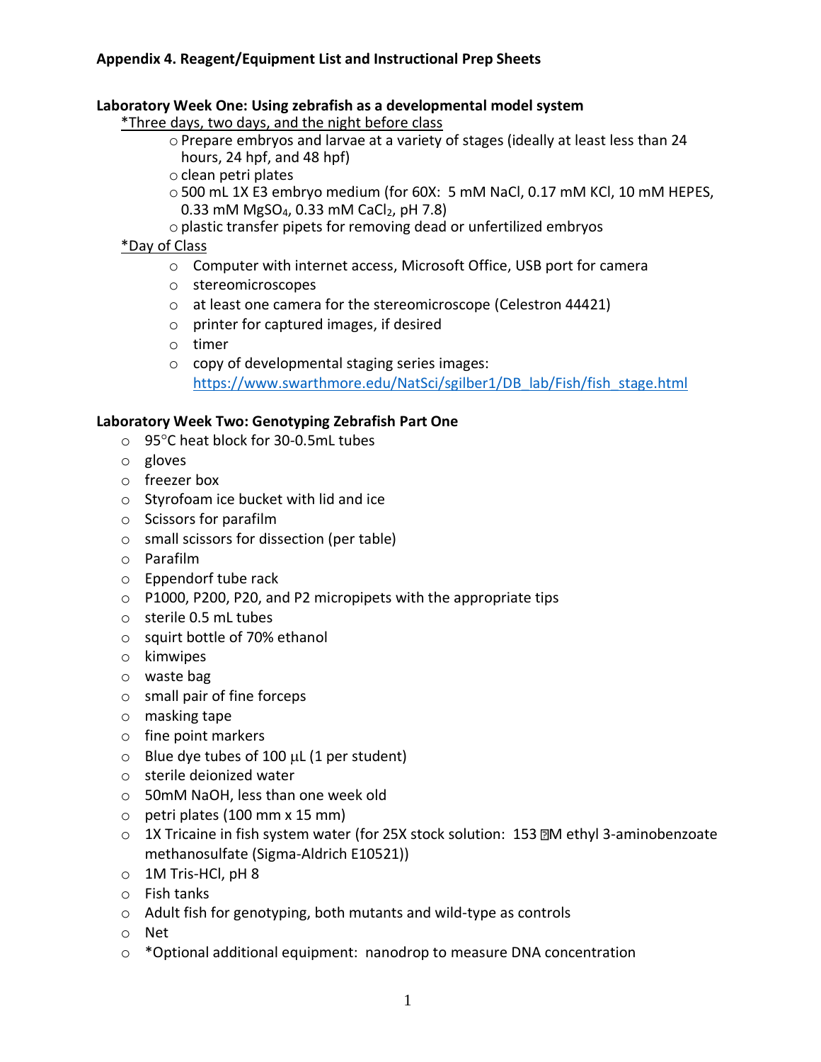**Appendix 4. Reagent/Equipment List and Instructional Prep Sheets**

**Laboratory Week One: Using zebrafish as a developmental model system**

*Three days, two days, and the night before class

- Prepare embryos and larvae at a variety of stages (ideally at least less than 24 hours, 24 hpf, and 48 hpf)
- clean petri plates
- 500 mL 1X E3 embryo medium (for 60X: 5 mM NaCl, 0.17 mM KCl, 10 mM HEPES, 0.33 mM $MgSO_4$, 0.33 mM $CaCl_2$, pH 7.8)
- plastic transfer pipets for removing dead or unfertilized embryos

*Day of Class

- Computer with internet access, Microsoft Office, USB port for camera
- stereomicroscopes
- at least one camera for the stereomicroscope (Celestron 44421)
- printer for captured images, if desired
- timer
- copy of developmental staging series images: https://www.swarthmore.edu/NatSci/sgilber1/DB_lab/Fish/fish_stage.html

**Laboratory Week Two: Genotyping Zebrafish Part One**

- 95°C heat block for 30-0.5mL tubes
- gloves
- freezer box
- Styrofoam ice bucket with lid and ice
- Scissors for parafilm
- small scissors for dissection (per table)
- Parafilm
- Eppendorf tube rack
- P1000, P200, P20, and P2 micropipets with the appropriate tips
- sterile 0.5 mL tubes
- squirt bottle of 70% ethanol
- kimwipes
- waste bag
- small pair of fine forceps
- masking tape
- fine point markers
- Blue dye tubes of 100 μL (1 per student)
- sterile deionized water
- 50mM NaOH, less than one week old
- petri plates (100 mm x 15 mm)
- 1X Tricaine in fish system water (for 25X stock solution: 153 M ethyl 3-aminobenzoate methanosulfate (Sigma-Aldrich E10521))
- 1M Tris-HCl, pH 8
- Fish tanks
- Adult fish for genotyping, both mutants and wild-type as controls
- Net
- *Optional additional equipment: nanodrop to measure DNA concentration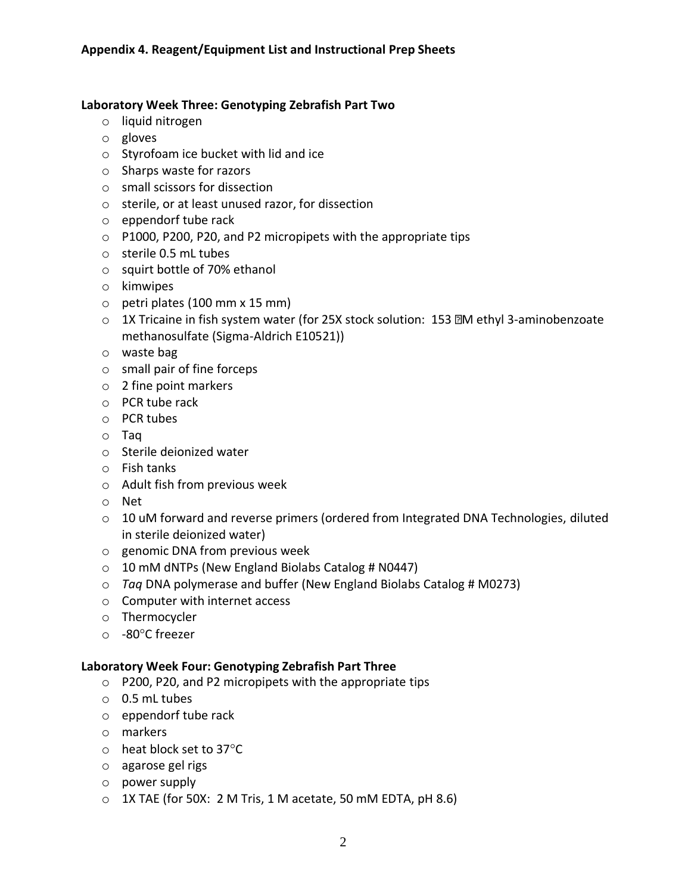### Appendix 4. Reagent/Equipment List and Instructional Prep Sheets

#### Laboratory Week Three: Genotyping Zebrafish Part Two

- liquid nitrogen
- gloves
- Styrofoam ice bucket with lid and ice
- Sharps waste for razors
- small scissors for dissection
- sterile, or at least unused razor, for dissection
- eppendorf tube rack
- P1000, P200, P20, and P2 micropipets with the appropriate tips
- sterile 0.5 mL tubes
- squirt bottle of 70% ethanol
- kimwipes
- petri plates (100 mm x 15 mm)
- 1X Tricaine in fish system water (for 25X stock solution: 153 μM ethyl 3-aminobenzoate methanosulfate (Sigma-Aldrich E10521))
- waste bag
- small pair of fine forceps
- 2 fine point markers
- PCR tube rack
- PCR tubes
- Taq
- Sterile deionized water
- Fish tanks
- Adult fish from previous week
- Net
- 10 uM forward and reverse primers (ordered from Integrated DNA Technologies, diluted in sterile deionized water)
- genomic DNA from previous week
- 10 mM dNTPs (New England Biolabs Catalog # N0447)
- *Taq* DNA polymerase and buffer (New England Biolabs Catalog # M0273)
- Computer with internet access
- Thermocycler
- -80°C freezer

#### Laboratory Week Four: Genotyping Zebrafish Part Three

- P200, P20, and P2 micropipets with the appropriate tips
- 0.5 mL tubes
- eppendorf tube rack
- markers
- heat block set to 37°C
- agarose gel rigs
- power supply
- 1X TAE (for 50X: 2 M Tris, 1 M acetate, 50 mM EDTA, pH 8.6)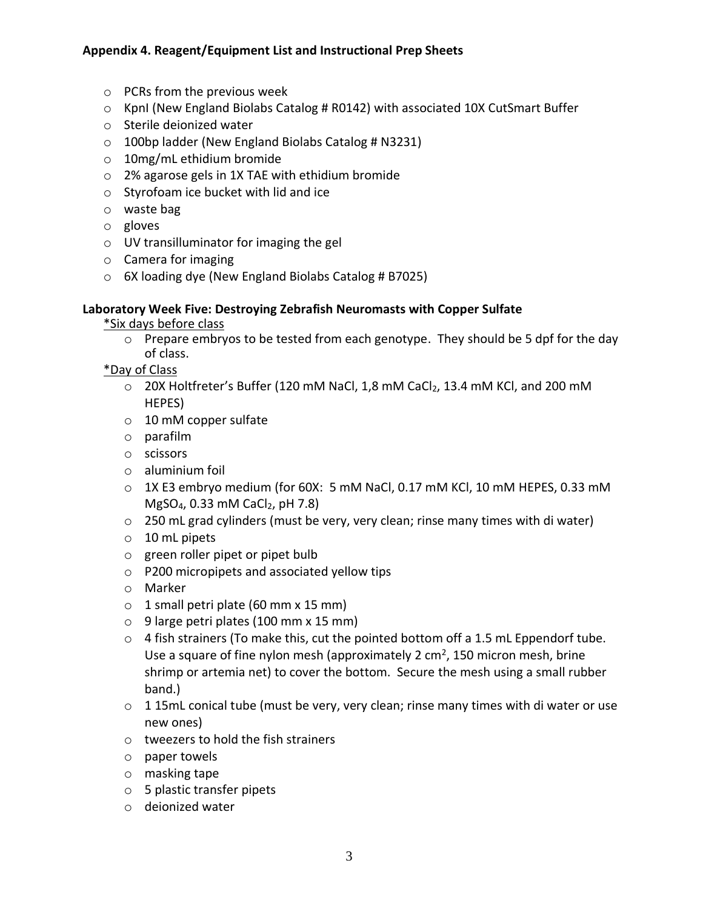**Appendix 4. Reagent/Equipment List and Instructional Prep Sheets**

- PCRs from the previous week
- KpnI (New England Biolabs Catalog # R0142) with associated 10X CutSmart Buffer
- Sterile deionized water
- 100bp ladder (New England Biolabs Catalog # N3231)
- 10mg/mL ethidium bromide
- 2% agarose gels in 1X TAE with ethidium bromide
- Styrofoam ice bucket with lid and ice
- waste bag
- gloves
- UV transilluminator for imaging the gel
- Camera for imaging
- 6X loading dye (New England Biolabs Catalog # B7025)

**Laboratory Week Five: Destroying Zebrafish Neuromasts with Copper Sulfate**

*Six days before class

- Prepare embryos to be tested from each genotype. They should be 5 dpf for the day of class.

*Day of Class

- 20X Holtfreter's Buffer (120 mM NaCl, 1,8 mM $CaCl_2$, 13.4 mM KCl, and 200 mM HEPES)
- 10 mM copper sulfate
- parafilm
- scissors
- aluminium foil
- 1X E3 embryo medium (for 60X: 5 mM NaCl, 0.17 mM KCl, 10 mM HEPES, 0.33 mM $MgSO_4$, 0.33 mM $CaCl_2$, pH 7.8)
- 250 mL grad cylinders (must be very, very clean; rinse many times with di water)
- 10 mL pipets
- green roller pipet or pipet bulb
- P200 micropipets and associated yellow tips
- Marker
- 1 small petri plate (60 mm x 15 mm)
- 9 large petri plates (100 mm x 15 mm)
- 4 fish strainers (To make this, cut the pointed bottom off a 1.5 mL Eppendorf tube. Use a square of fine nylon mesh (approximately 2 $cm^2$, 150 micron mesh, brine shrimp or artemia net) to cover the bottom. Secure the mesh using a small rubber band.)
- 1 15mL conical tube (must be very, very clean; rinse many times with di water or use new ones)
- tweezers to hold the fish strainers
- paper towels
- masking tape
- 5 plastic transfer pipets
- deionized water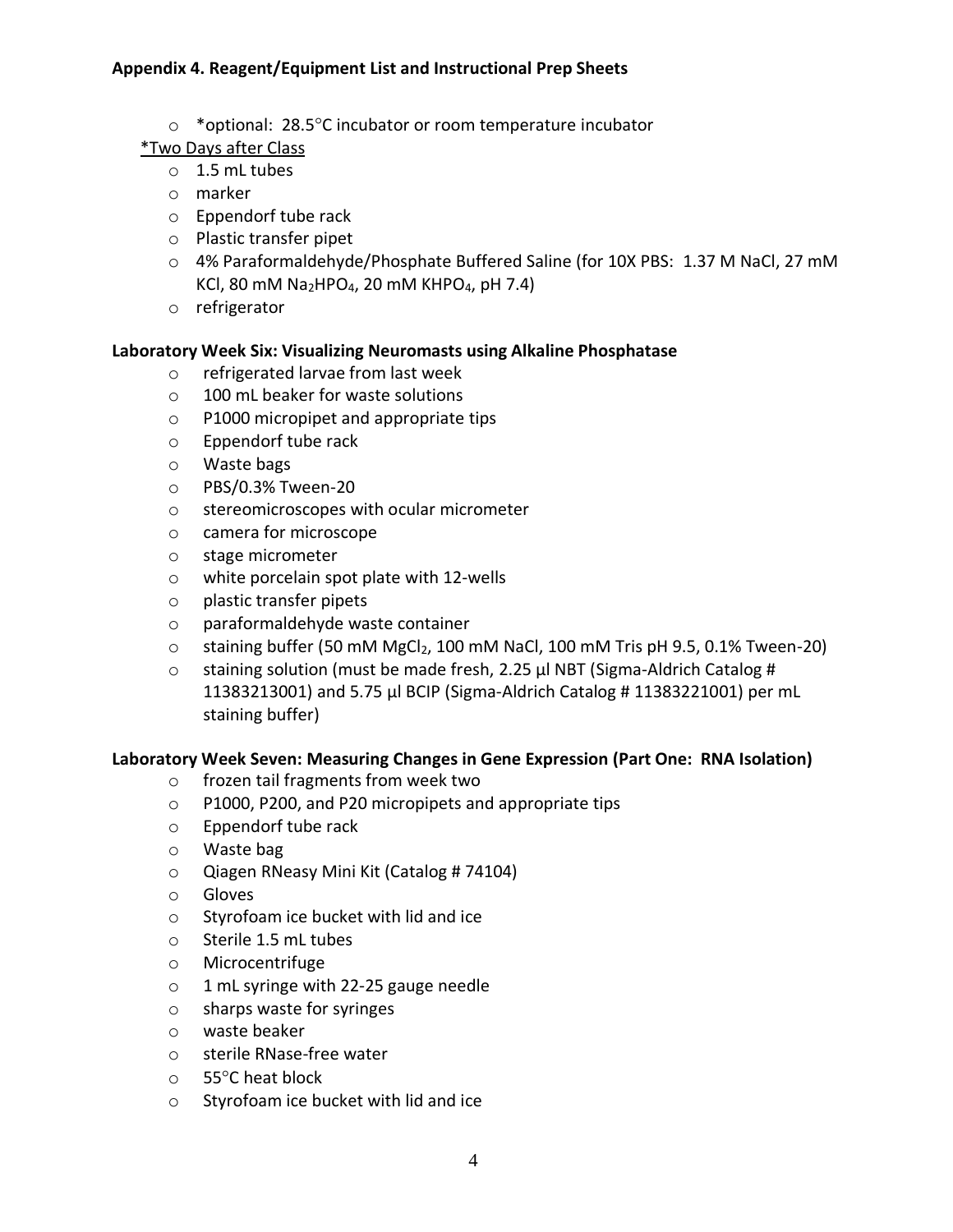**Appendix 4. Reagent/Equipment List and Instructional Prep Sheets**

- *optional: 28.5°C incubator or room temperature incubator

*Two Days after Class

- 1.5 mL tubes
- marker
- Eppendorf tube rack
- Plastic transfer pipet
- 4% Paraformaldehyde/Phosphate Buffered Saline (for 10X PBS: 1.37 M NaCl, 27 mM KCl, 80 mM $Na_2HPO_4$, 20 mM $KHPO_4$, pH 7.4)
- refrigerator

**Laboratory Week Six: Visualizing Neuromasts using Alkaline Phosphatase**

- refrigerated larvae from last week
- 100 mL beaker for waste solutions
- P1000 micropipet and appropriate tips
- Eppendorf tube rack
- Waste bags
- PBS/0.3% Tween-20
- stereomicroscopes with ocular micrometer
- camera for microscope
- stage micrometer
- white porcelain spot plate with 12-wells
- plastic transfer pipets
- paraformaldehyde waste container
- staining buffer (50 mM $MgCl_2$, 100 mM NaCl, 100 mM Tris pH 9.5, 0.1% Tween-20)
- staining solution (must be made fresh, 2.25 µl NBT (Sigma-Aldrich Catalog # 11383213001) and 5.75 µl BCIP (Sigma-Aldrich Catalog # 11383221001) per mL staining buffer)

**Laboratory Week Seven: Measuring Changes in Gene Expression (Part One: RNA Isolation)**

- frozen tail fragments from week two
- P1000, P200, and P20 micropipets and appropriate tips
- Eppendorf tube rack
- Waste bag
- Qiagen RNeasy Mini Kit (Catalog # 74104)
- Gloves
- Styrofoam ice bucket with lid and ice
- Sterile 1.5 mL tubes
- Microcentrifuge
- 1 mL syringe with 22-25 gauge needle
- sharps waste for syringes
- waste beaker
- sterile RNase-free water
- 55°C heat block
- Styrofoam ice bucket with lid and ice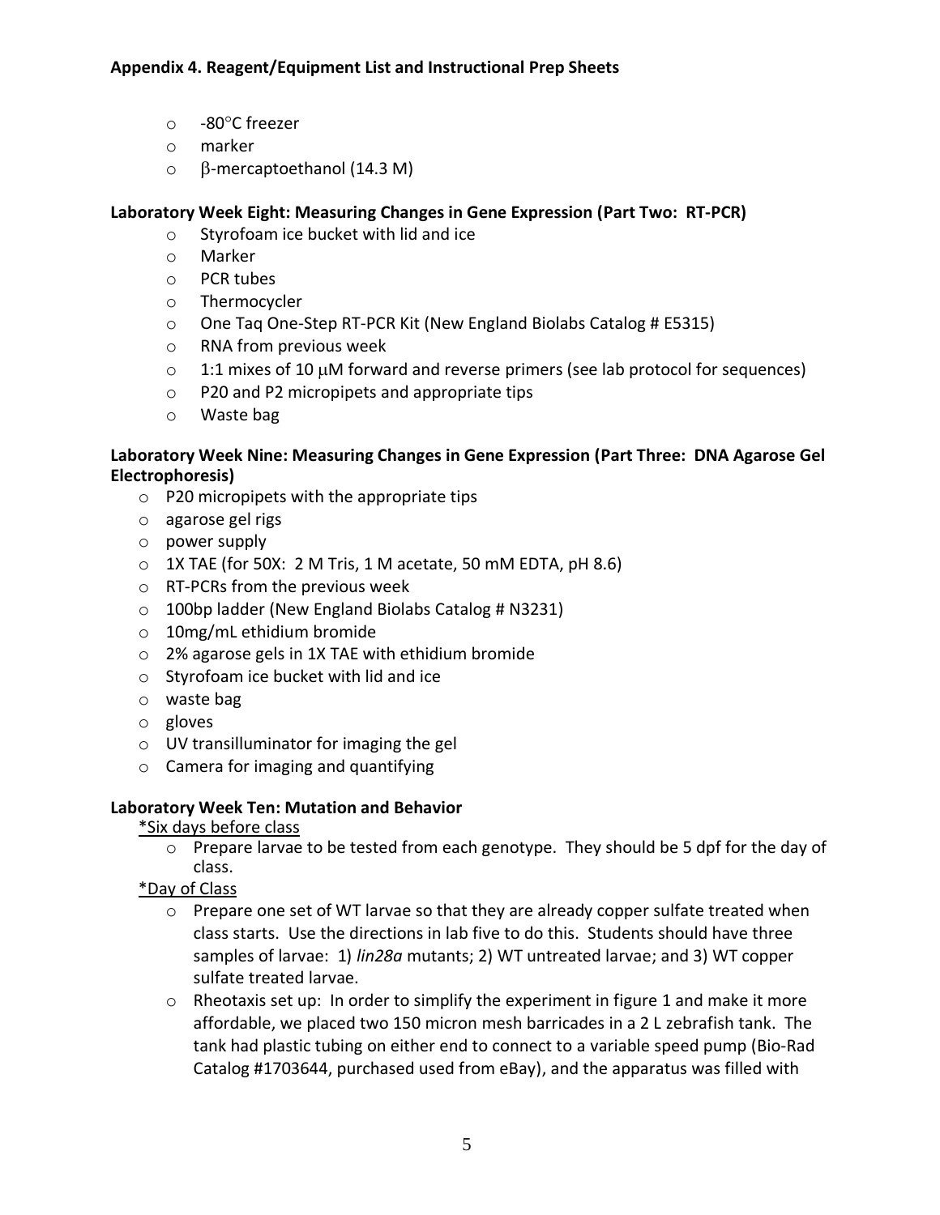**Appendix 4. Reagent/Equipment List and Instructional Prep Sheets**

- -80°C freezer
- marker
- β-mercaptoethanol (14.3 M)

**Laboratory Week Eight: Measuring Changes in Gene Expression (Part Two: RT-PCR)**

- Styrofoam ice bucket with lid and ice
- Marker
- PCR tubes
- Thermocycler
- One Taq One-Step RT-PCR Kit (New England Biolabs Catalog # E5315)
- RNA from previous week
- 1:1 mixes of 10 μM forward and reverse primers (see lab protocol for sequences)
- P20 and P2 micropipets and appropriate tips
- Waste bag

**Laboratory Week Nine: Measuring Changes in Gene Expression (Part Three: DNA Agarose Gel Electrophoresis)**

- P20 micropipets with the appropriate tips
- agarose gel rigs
- power supply
- 1X TAE (for 50X: 2 M Tris, 1 M acetate, 50 mM EDTA, pH 8.6)
- RT-PCRs from the previous week
- 100bp ladder (New England Biolabs Catalog # N3231)
- 10mg/mL ethidium bromide
- 2% agarose gels in 1X TAE with ethidium bromide
- Styrofoam ice bucket with lid and ice
- waste bag
- gloves
- UV transilluminator for imaging the gel
- Camera for imaging and quantifying

**Laboratory Week Ten: Mutation and Behavior**

*Six days before class

- Prepare larvae to be tested from each genotype. They should be 5 dpf for the day of class.

*Day of Class

- Prepare one set of WT larvae so that they are already copper sulfate treated when class starts. Use the directions in lab five to do this. Students should have three samples of larvae: 1) *lin28a* mutants; 2) WT untreated larvae; and 3) WT copper sulfate treated larvae.
- Rheotaxis set up: In order to simplify the experiment in figure 1 and make it more affordable, we placed two 150 micron mesh barricades in a 2 L zebrafish tank. The tank had plastic tubing on either end to connect to a variable speed pump (Bio-Rad Catalog #1703644, purchased used from eBay), and the apparatus was filled with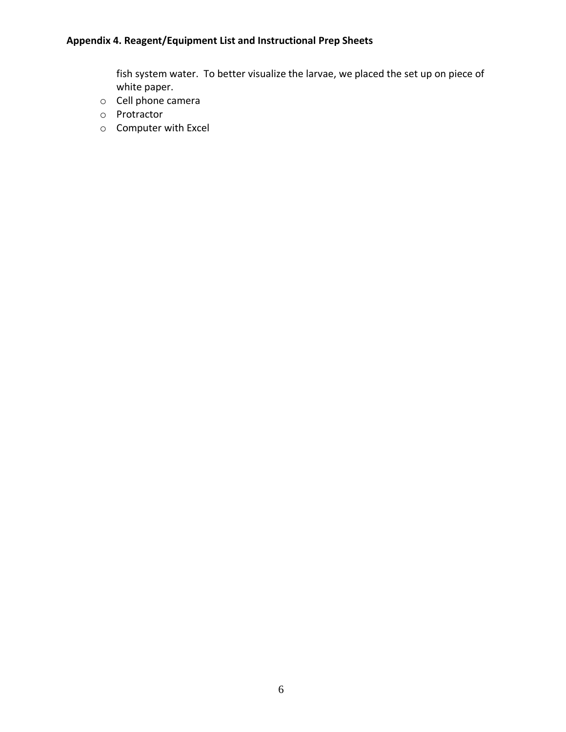## Appendix 4. Reagent/Equipment List and Instructional Prep Sheets

fish system water. To better visualize the larvae, we placed the set up on piece of white paper.

- Cell phone camera
- Protractor
- Computer with Excel